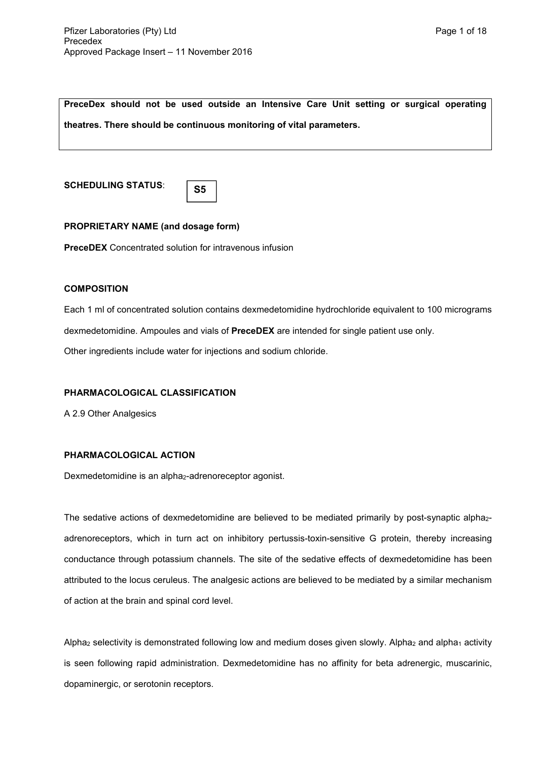**PreceDex should not be used outside an Intensive Care Unit setting or surgical operating theatres. There should be continuous monitoring of vital parameters.**

**SCHEDULING STATUS**: **S5**

**PROPRIETARY NAME (and dosage form)**

**PreceDEX** Concentrated solution for intravenous infusion

**COMPOSITION**

Each 1 ml of concentrated solution contains dexmedetomidine hydrochloride equivalent to 100 micrograms dexmedetomidine. Ampoules and vials of **PreceDEX** are intended for single patient use only.

Other ingredients include water for injections and sodium chloride.

**PHARMACOLOGICAL CLASSIFICATION**

A 2.9 Other Analgesics

**PHARMACOLOGICAL ACTION**

Dexmedetomidine is an $alpha_2$-adrenoreceptor agonist.

The sedative actions of dexmedetomidine are believed to be mediated primarily by post-synaptic $alpha_2$-adrenoreceptors, which in turn act on inhibitory pertussis-toxin-sensitive G protein, thereby increasing conductance through potassium channels. The site of the sedative effects of dexmedetomidine has been attributed to the locus ceruleus. The analgesic actions are believed to be mediated by a similar mechanism of action at the brain and spinal cord level.

$Alpha_2$ selectivity is demonstrated following low and medium doses given slowly. $Alpha_2$ and $alpha_1$ activity is seen following rapid administration. Dexmedetomidine has no affinity for beta adrenergic, muscarinic, dopaminergic, or serotonin receptors.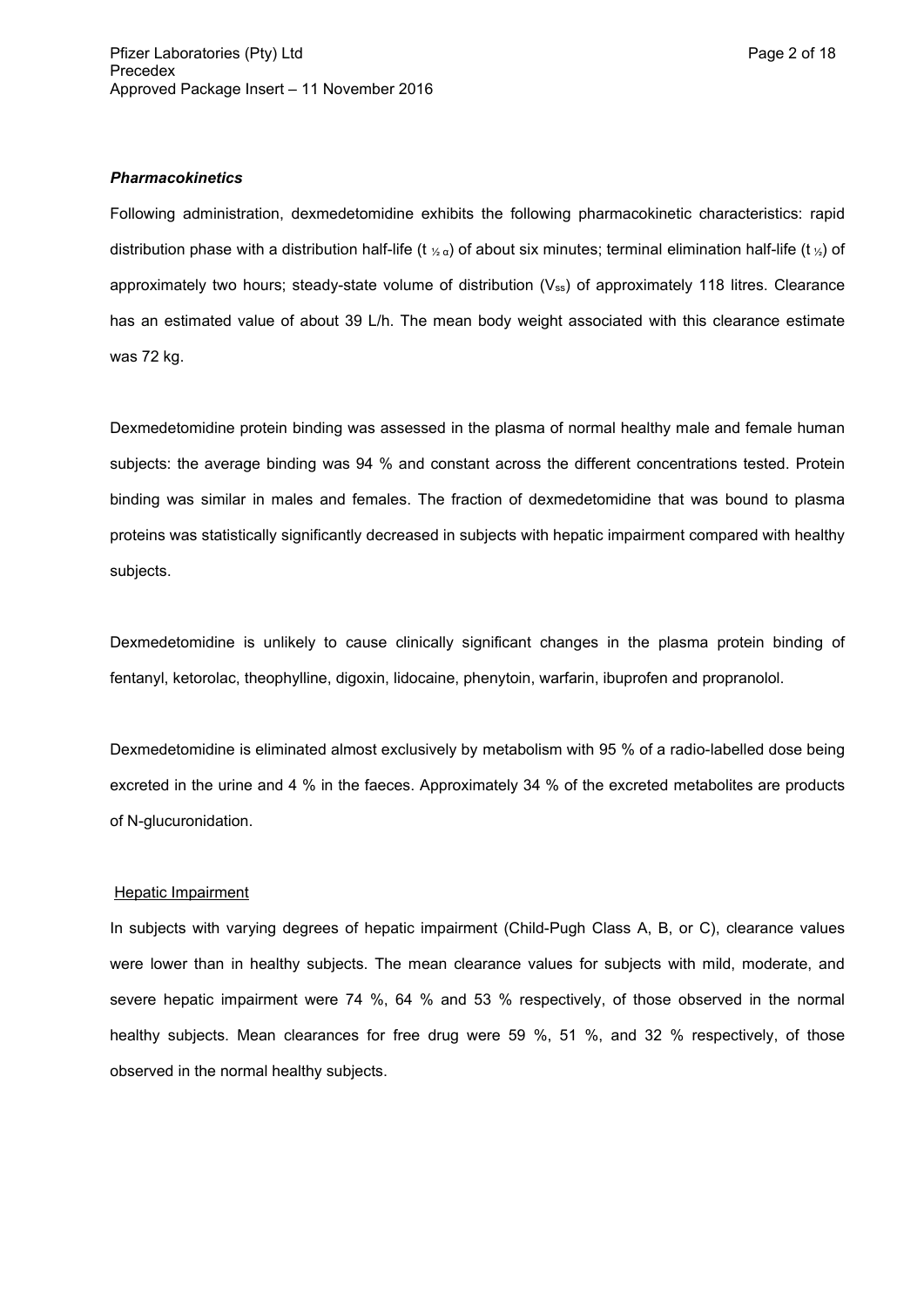***Pharmacokinetics***

Following administration, dexmedetomidine exhibits the following pharmacokinetic characteristics: rapid distribution phase with a distribution half-life ($t_{½ α}$) of about six minutes; terminal elimination half-life ($t_{½}$) of approximately two hours; steady-state volume of distribution ($V_{ss}$) of approximately 118 litres. Clearance has an estimated value of about 39 L/h. The mean body weight associated with this clearance estimate was 72 kg.

Dexmedetomidine protein binding was assessed in the plasma of normal healthy male and female human subjects: the average binding was 94 % and constant across the different concentrations tested. Protein binding was similar in males and females. The fraction of dexmedetomidine that was bound to plasma proteins was statistically significantly decreased in subjects with hepatic impairment compared with healthy subjects.

Dexmedetomidine is unlikely to cause clinically significant changes in the plasma protein binding of fentanyl, ketorolac, theophylline, digoxin, lidocaine, phenytoin, warfarin, ibuprofen and propranolol.

Dexmedetomidine is eliminated almost exclusively by metabolism with 95 % of a radio-labelled dose being excreted in the urine and 4 % in the faeces. Approximately 34 % of the excreted metabolites are products of N-glucuronidation.

Hepatic Impairment

In subjects with varying degrees of hepatic impairment (Child-Pugh Class A, B, or C), clearance values were lower than in healthy subjects. The mean clearance values for subjects with mild, moderate, and severe hepatic impairment were 74 %, 64 % and 53 % respectively, of those observed in the normal healthy subjects. Mean clearances for free drug were 59 %, 51 %, and 32 % respectively, of those observed in the normal healthy subjects.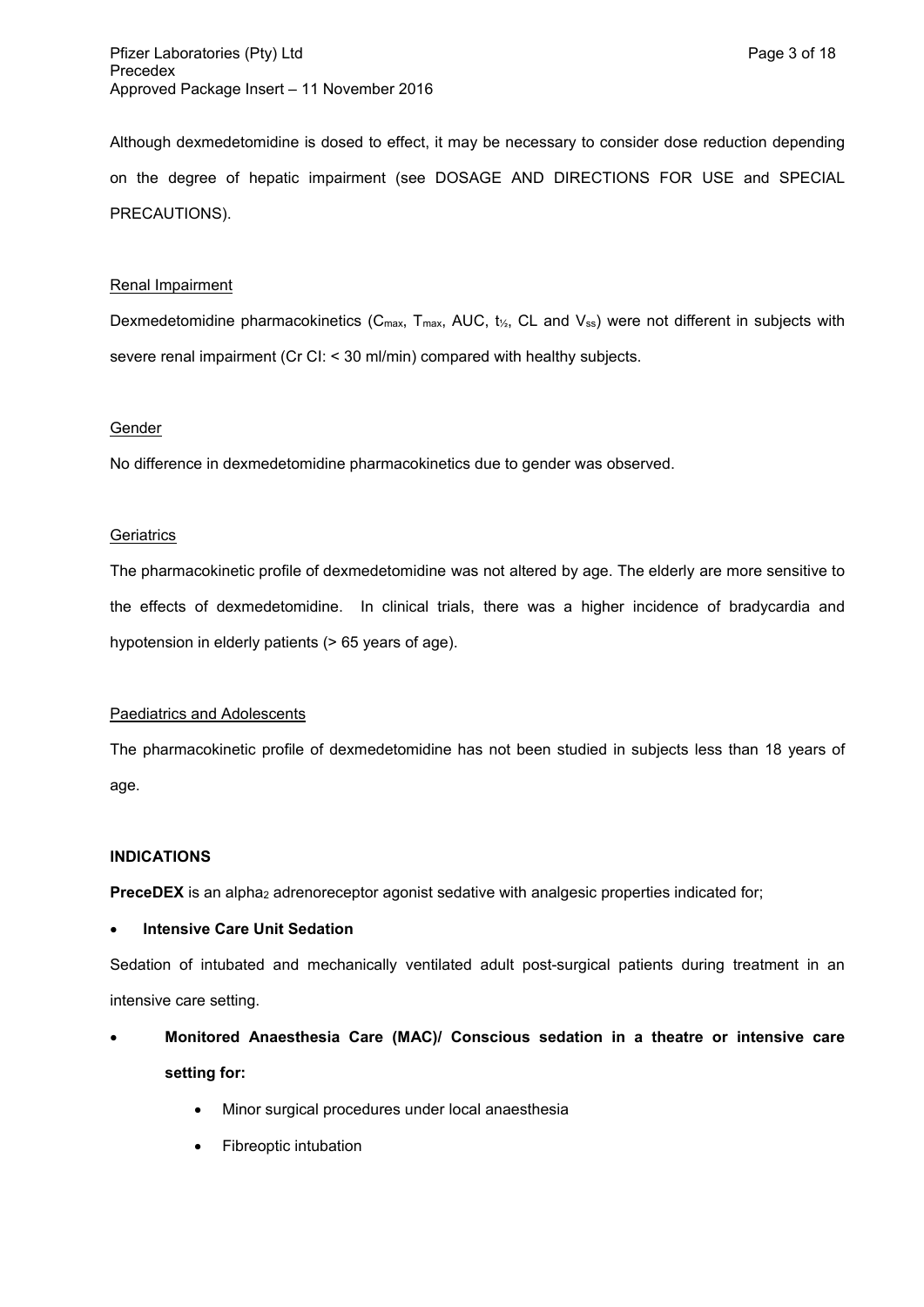Although dexmedetomidine is dosed to effect, it may be necessary to consider dose reduction depending on the degree of hepatic impairment (see DOSAGE AND DIRECTIONS FOR USE and SPECIAL PRECAUTIONS).

Renal Impairment

Dexmedetomidine pharmacokinetics ($C_{max}$, $T_{max}$, AUC, $t_{½}$, CL and $V_{ss}$) were not different in subjects with severe renal impairment (Cr Cl: < 30 ml/min) compared with healthy subjects.

Gender

No difference in dexmedetomidine pharmacokinetics due to gender was observed.

Geriatrics

The pharmacokinetic profile of dexmedetomidine was not altered by age. The elderly are more sensitive to the effects of dexmedetomidine. In clinical trials, there was a higher incidence of bradycardia and hypotension in elderly patients (> 65 years of age).

Paediatrics and Adolescents

The pharmacokinetic profile of dexmedetomidine has not been studied in subjects less than 18 years of age.

**INDICATIONS**

**PreceDEX** is an $alpha_2$ adrenoreceptor agonist sedative with analgesic properties indicated for;

- **Intensive Care Unit Sedation**

Sedation of intubated and mechanically ventilated adult post-surgical patients during treatment in an intensive care setting.

- **Monitored Anaesthesia Care (MAC)/ Conscious sedation in a theatre or intensive care setting for:**
  - Minor surgical procedures under local anaesthesia
  - Fibreoptic intubation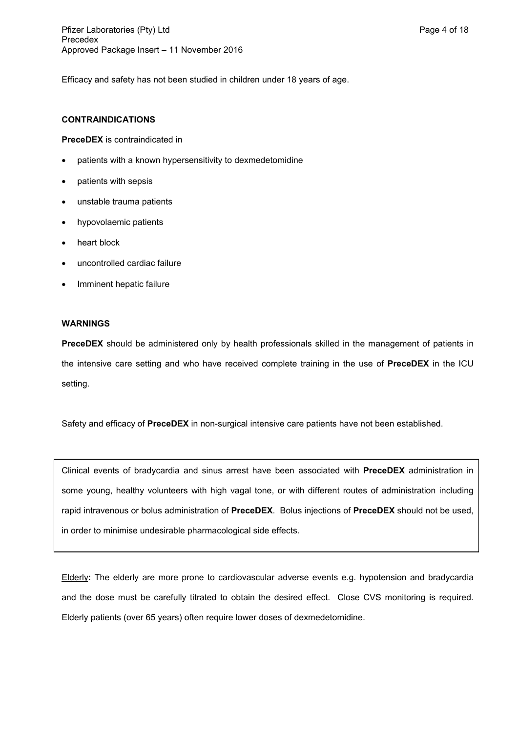Efficacy and safety has not been studied in children under 18 years of age.

## CONTRAINDICATIONS

**PreceDEX** is contraindicated in

- patients with a known hypersensitivity to dexmedetomidine
- patients with sepsis
- unstable trauma patients
- hypovolaemic patients
- heart block
- uncontrolled cardiac failure
- Imminent hepatic failure

## WARNINGS

**PreceDEX** should be administered only by health professionals skilled in the management of patients in the intensive care setting and who have received complete training in the use of **PreceDEX** in the ICU setting.

Safety and efficacy of **PreceDEX** in non-surgical intensive care patients have not been established.

Clinical events of bradycardia and sinus arrest have been associated with **PreceDEX** administration in some young, healthy volunteers with high vagal tone, or with different routes of administration including rapid intravenous or bolus administration of **PreceDEX**. Bolus injections of **PreceDEX** should not be used, in order to minimise undesirable pharmacological side effects.

Elderly**:** The elderly are more prone to cardiovascular adverse events e.g. hypotension and bradycardia and the dose must be carefully titrated to obtain the desired effect. Close CVS monitoring is required. Elderly patients (over 65 years) often require lower doses of dexmedetomidine.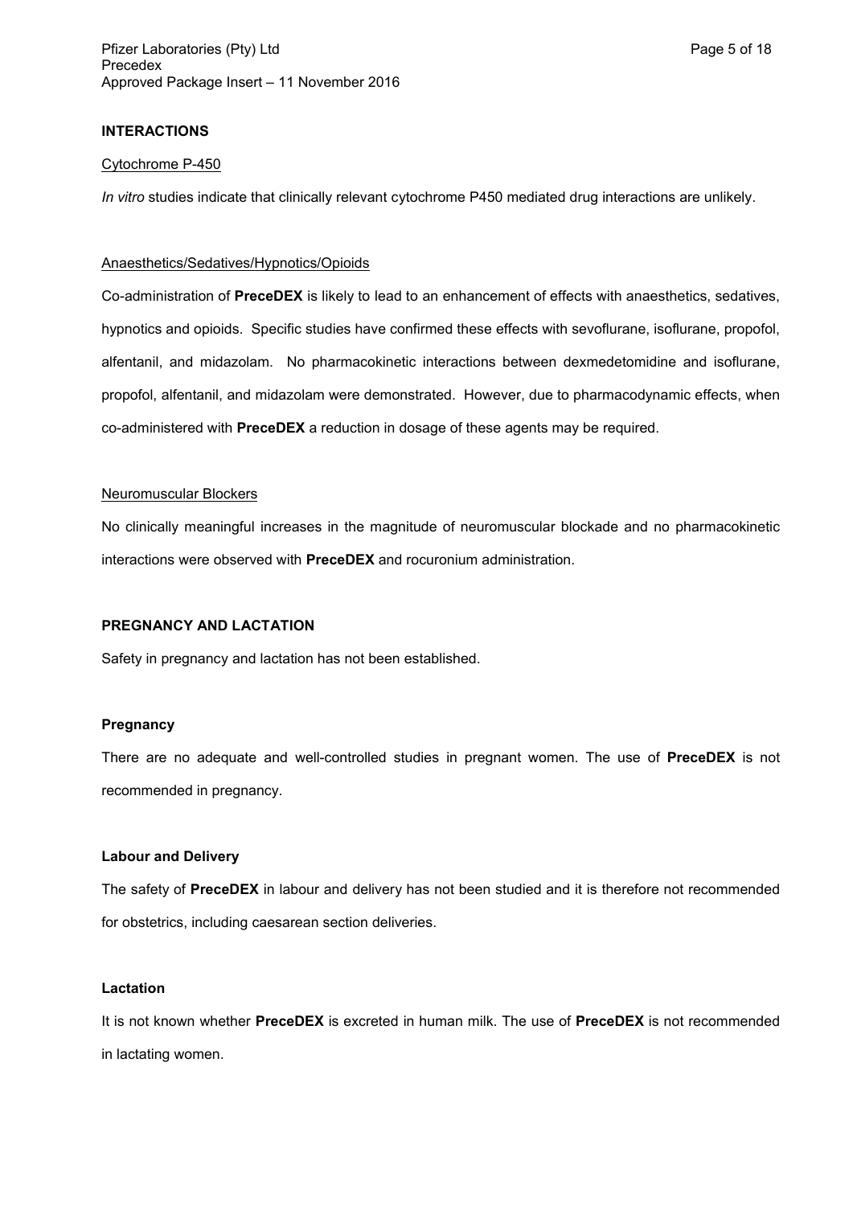## INTERACTIONS

Cytochrome P-450

*In vitro* studies indicate that clinically relevant cytochrome P450 mediated drug interactions are unlikely.

Anaesthetics/Sedatives/Hypnotics/Opioids

Co-administration of **PreceDEX** is likely to lead to an enhancement of effects with anaesthetics, sedatives, hypnotics and opioids. Specific studies have confirmed these effects with sevoflurane, isoflurane, propofol, alfentanil, and midazolam. No pharmacokinetic interactions between dexmedetomidine and isoflurane, propofol, alfentanil, and midazolam were demonstrated. However, due to pharmacodynamic effects, when co-administered with **PreceDEX** a reduction in dosage of these agents may be required.

Neuromuscular Blockers

No clinically meaningful increases in the magnitude of neuromuscular blockade and no pharmacokinetic interactions were observed with **PreceDEX** and rocuronium administration.

## PREGNANCY AND LACTATION

Safety in pregnancy and lactation has not been established.

### Pregnancy

There are no adequate and well-controlled studies in pregnant women. The use of **PreceDEX** is not recommended in pregnancy.

### Labour and Delivery

The safety of **PreceDEX** in labour and delivery has not been studied and it is therefore not recommended for obstetrics, including caesarean section deliveries.

### Lactation

It is not known whether **PreceDEX** is excreted in human milk. The use of **PreceDEX** is not recommended in lactating women.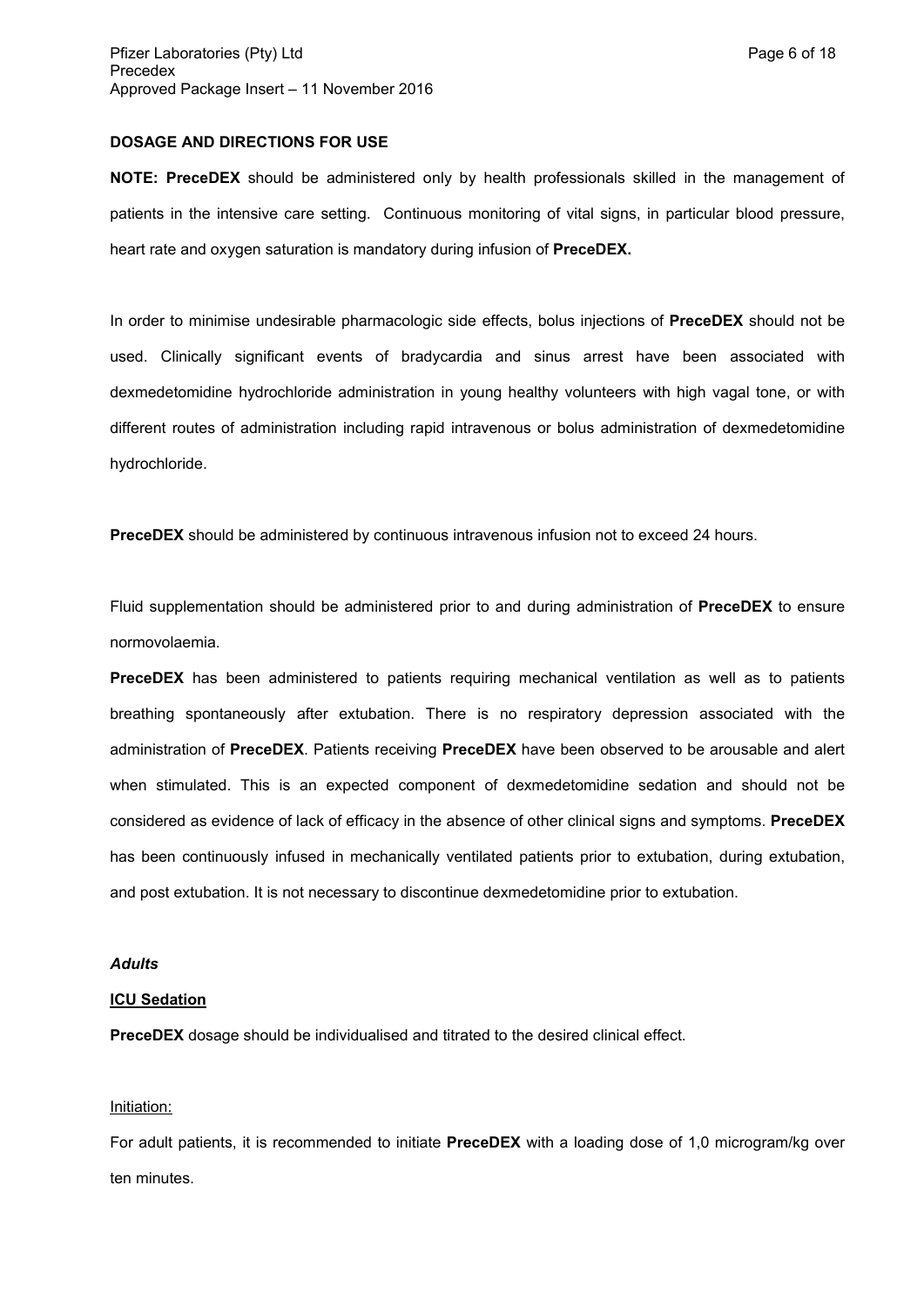## DOSAGE AND DIRECTIONS FOR USE

**NOTE: PreceDEX** should be administered only by health professionals skilled in the management of patients in the intensive care setting. Continuous monitoring of vital signs, in particular blood pressure, heart rate and oxygen saturation is mandatory during infusion of **PreceDEX.**

In order to minimise undesirable pharmacologic side effects, bolus injections of **PreceDEX** should not be used. Clinically significant events of bradycardia and sinus arrest have been associated with dexmedetomidine hydrochloride administration in young healthy volunteers with high vagal tone, or with different routes of administration including rapid intravenous or bolus administration of dexmedetomidine hydrochloride.

**PreceDEX** should be administered by continuous intravenous infusion not to exceed 24 hours.

Fluid supplementation should be administered prior to and during administration of **PreceDEX** to ensure normovolaemia.

**PreceDEX** has been administered to patients requiring mechanical ventilation as well as to patients breathing spontaneously after extubation. There is no respiratory depression associated with the administration of **PreceDEX**. Patients receiving **PreceDEX** have been observed to be arousable and alert when stimulated. This is an expected component of dexmedetomidine sedation and should not be considered as evidence of lack of efficacy in the absence of other clinical signs and symptoms. **PreceDEX** has been continuously infused in mechanically ventilated patients prior to extubation, during extubation, and post extubation. It is not necessary to discontinue dexmedetomidine prior to extubation.

***Adults***

**ICU Sedation**

**PreceDEX** dosage should be individualised and titrated to the desired clinical effect.

Initiation:

For adult patients, it is recommended to initiate **PreceDEX** with a loading dose of 1,0 microgram/kg over ten minutes.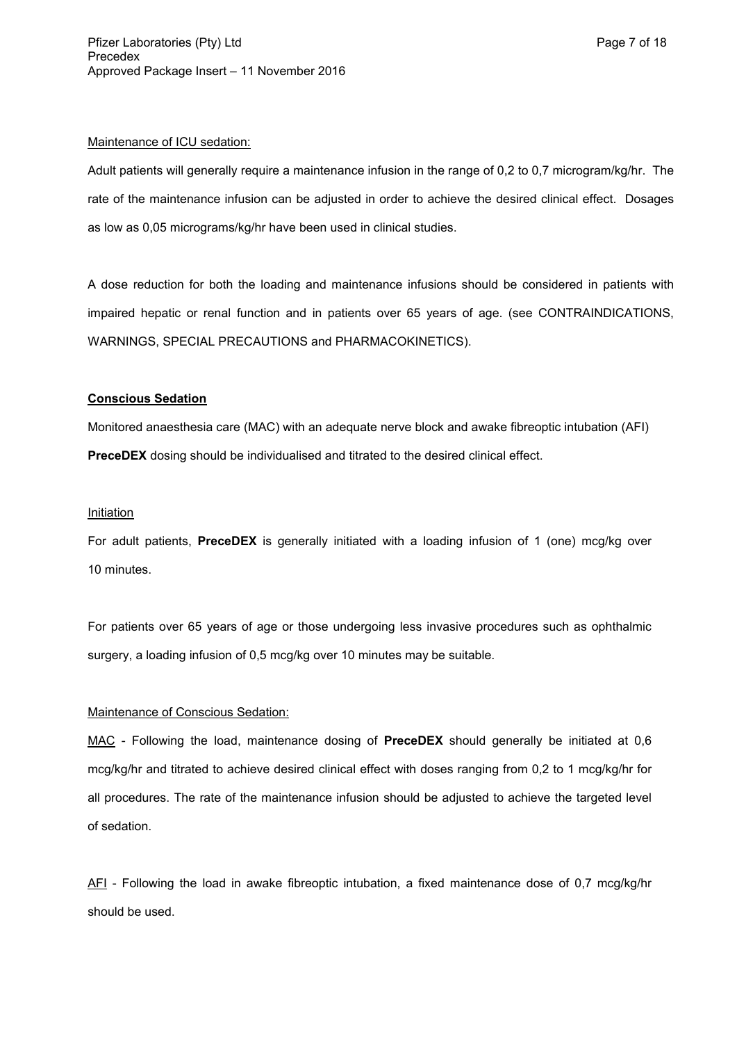Maintenance of ICU sedation:

Adult patients will generally require a maintenance infusion in the range of 0,2 to 0,7 microgram/kg/hr. The rate of the maintenance infusion can be adjusted in order to achieve the desired clinical effect. Dosages as low as 0,05 micrograms/kg/hr have been used in clinical studies.

A dose reduction for both the loading and maintenance infusions should be considered in patients with impaired hepatic or renal function and in patients over 65 years of age. (see CONTRAINDICATIONS, WARNINGS, SPECIAL PRECAUTIONS and PHARMACOKINETICS).

**Conscious Sedation**

Monitored anaesthesia care (MAC) with an adequate nerve block and awake fibreoptic intubation (AFI) **PreceDEX** dosing should be individualised and titrated to the desired clinical effect.

Initiation

For adult patients, **PreceDEX** is generally initiated with a loading infusion of 1 (one) mcg/kg over 10 minutes.

For patients over 65 years of age or those undergoing less invasive procedures such as ophthalmic surgery, a loading infusion of 0,5 mcg/kg over 10 minutes may be suitable.

Maintenance of Conscious Sedation:

MAC - Following the load, maintenance dosing of **PreceDEX** should generally be initiated at 0,6 mcg/kg/hr and titrated to achieve desired clinical effect with doses ranging from 0,2 to 1 mcg/kg/hr for all procedures. The rate of the maintenance infusion should be adjusted to achieve the targeted level of sedation.

AFI - Following the load in awake fibreoptic intubation, a fixed maintenance dose of 0,7 mcg/kg/hr should be used.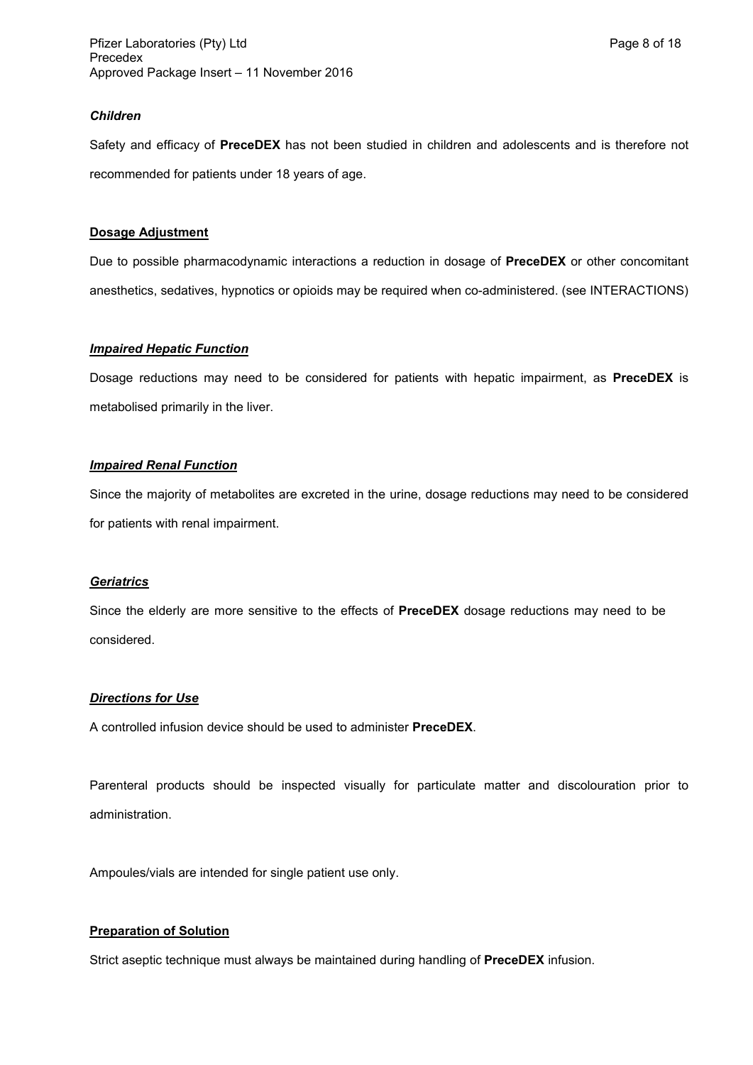***Children***

Safety and efficacy of **PreceDEX** has not been studied in children and adolescents and is therefore not recommended for patients under 18 years of age.

**Dosage Adjustment**

Due to possible pharmacodynamic interactions a reduction in dosage of **PreceDEX** or other concomitant anesthetics, sedatives, hypnotics or opioids may be required when co-administered. (see INTERACTIONS)

***Impaired Hepatic Function***

Dosage reductions may need to be considered for patients with hepatic impairment, as **PreceDEX** is metabolised primarily in the liver.

***Impaired Renal Function***

Since the majority of metabolites are excreted in the urine, dosage reductions may need to be considered for patients with renal impairment.

***Geriatrics***

Since the elderly are more sensitive to the effects of **PreceDEX** dosage reductions may need to be considered.

***Directions for Use***

A controlled infusion device should be used to administer **PreceDEX**.

Parenteral products should be inspected visually for particulate matter and discolouration prior to administration.

Ampoules/vials are intended for single patient use only.

**Preparation of Solution**

Strict aseptic technique must always be maintained during handling of **PreceDEX** infusion.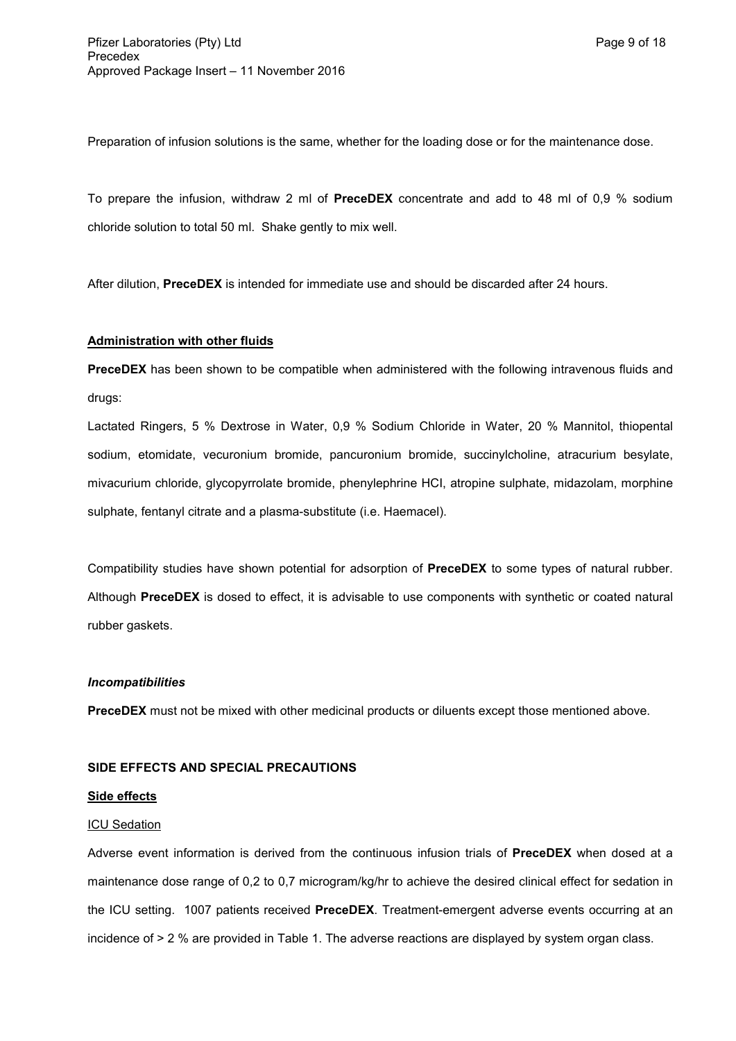Preparation of infusion solutions is the same, whether for the loading dose or for the maintenance dose.

To prepare the infusion, withdraw 2 ml of **PreceDEX** concentrate and add to 48 ml of 0,9 % sodium chloride solution to total 50 ml. Shake gently to mix well.

After dilution, **PreceDEX** is intended for immediate use and should be discarded after 24 hours.

**Administration with other fluids**

**PreceDEX** has been shown to be compatible when administered with the following intravenous fluids and drugs:

Lactated Ringers, 5 % Dextrose in Water, 0,9 % Sodium Chloride in Water, 20 % Mannitol, thiopental sodium, etomidate, vecuronium bromide, pancuronium bromide, succinylcholine, atracurium besylate, mivacurium chloride, glycopyrrolate bromide, phenylephrine HCl, atropine sulphate, midazolam, morphine sulphate, fentanyl citrate and a plasma-substitute (i.e. Haemacel).

Compatibility studies have shown potential for adsorption of **PreceDEX** to some types of natural rubber. Although **PreceDEX** is dosed to effect, it is advisable to use components with synthetic or coated natural rubber gaskets.

***Incompatibilities***

**PreceDEX** must not be mixed with other medicinal products or diluents except those mentioned above.

## SIDE EFFECTS AND SPECIAL PRECAUTIONS

**Side effects**

ICU Sedation

Adverse event information is derived from the continuous infusion trials of **PreceDEX** when dosed at a maintenance dose range of 0,2 to 0,7 microgram/kg/hr to achieve the desired clinical effect for sedation in the ICU setting. 1007 patients received **PreceDEX**. Treatment-emergent adverse events occurring at an incidence of > 2 % are provided in Table 1. The adverse reactions are displayed by system organ class.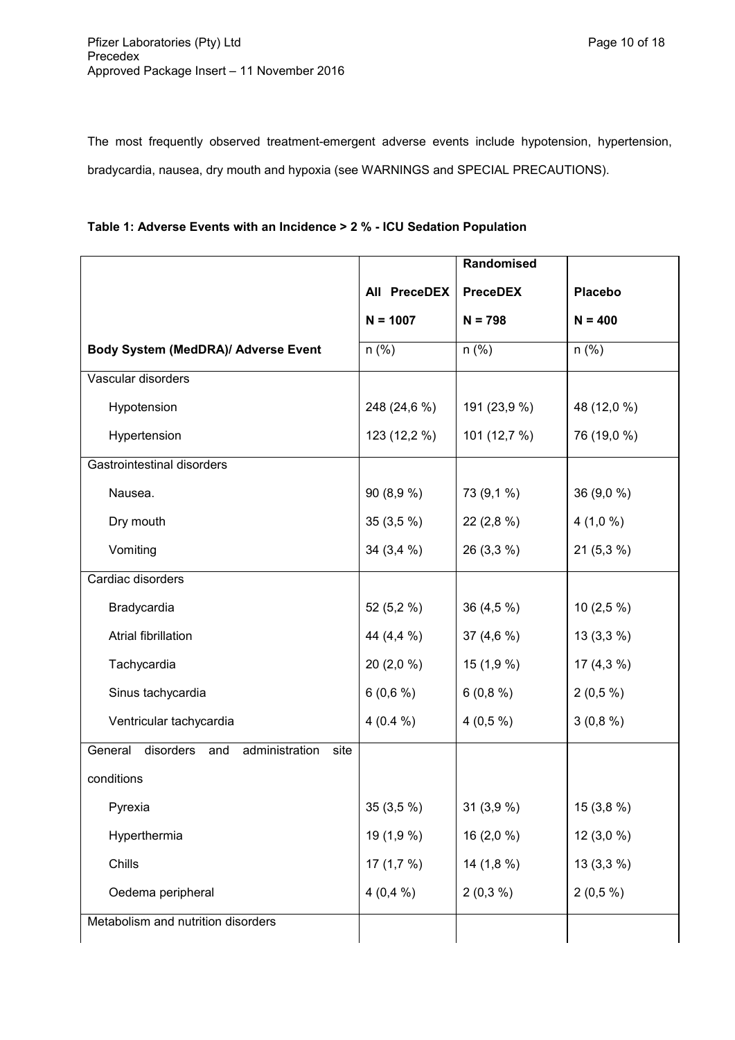The most frequently observed treatment-emergent adverse events include hypotension, hypertension, bradycardia, nausea, dry mouth and hypoxia (see WARNINGS and SPECIAL PRECAUTIONS).

**Table 1: Adverse Events with an Incidence > 2 % - ICU Sedation Population**

| | **All PreceDEX N = 1007** | **Randomised PreceDEX N = 798** | **Placebo N = 400** |
|---|---|---|---|
| **Body System (MedDRA)/ Adverse Event** | n (%) | n (%) | n (%) |
| Vascular disorders | | | |
| Hypotension | 248 (24,6 %) | 191 (23,9 %) | 48 (12,0 %) |
| Hypertension | 123 (12,2 %) | 101 (12,7 %) | 76 (19,0 %) |
| Gastrointestinal disorders | | | |
| Nausea. | 90 (8,9 %) | 73 (9,1 %) | 36 (9,0 %) |
| Dry mouth | 35 (3,5 %) | 22 (2,8 %) | 4 (1,0 %) |
| Vomiting | 34 (3,4 %) | 26 (3,3 %) | 21 (5,3 %) |
| Cardiac disorders | | | |
| Bradycardia | 52 (5,2 %) | 36 (4,5 %) | 10 (2,5 %) |
| Atrial fibrillation | 44 (4,4 %) | 37 (4,6 %) | 13 (3,3 %) |
| Tachycardia | 20 (2,0 %) | 15 (1,9 %) | 17 (4,3 %) |
| Sinus tachycardia | 6 (0,6 %) | 6 (0,8 %) | 2 (0,5 %) |
| Ventricular tachycardia | 4 (0.4 %) | 4 (0,5 %) | 3 (0,8 %) |
| General disorders and administration site conditions | | | |
| Pyrexia | 35 (3,5 %) | 31 (3,9 %) | 15 (3,8 %) |
| Hyperthermia | 19 (1,9 %) | 16 (2,0 %) | 12 (3,0 %) |
| Chills | 17 (1,7 %) | 14 (1,8 %) | 13 (3,3 %) |
| Oedema peripheral | 4 (0,4 %) | 2 (0,3 %) | 2 (0,5 %) |
| Metabolism and nutrition disorders | | | |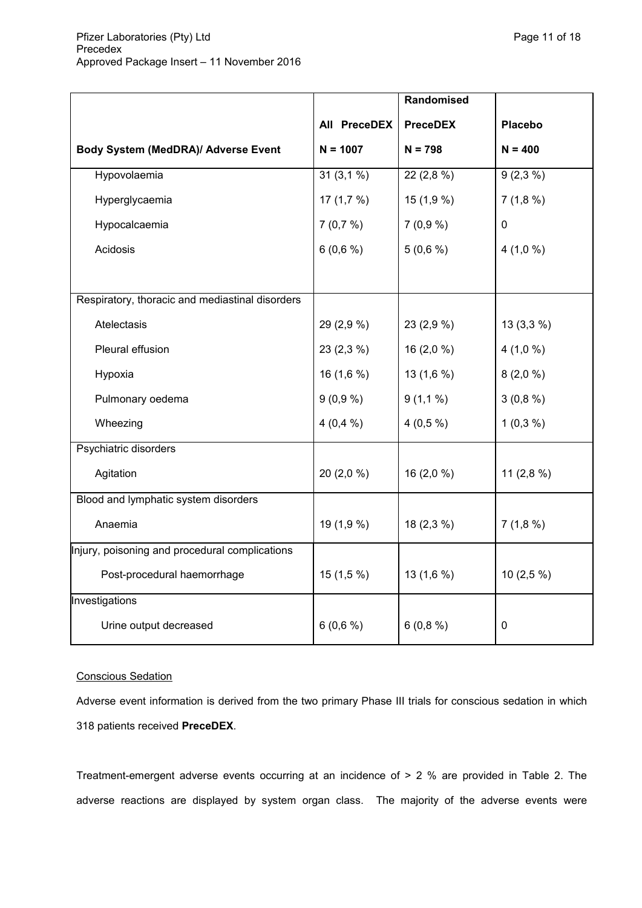| Body System (MedDRA)/ Adverse Event | All PreceDEX N = 1007 | Randomised PreceDEX N = 798 | Placebo N = 400 |
|---|---|---|---|
| Hypovolaemia | 31 (3,1 %) | 22 (2,8 %) | 9 (2,3 %) |
| Hyperglycaemia | 17 (1,7 %) | 15 (1,9 %) | 7 (1,8 %) |
| Hypocalcaemia | 7 (0,7 %) | 7 (0,9 %) | 0 |
| Acidosis | 6 (0,6 %) | 5 (0,6 %) | 4 (1,0 %) |
| Respiratory, thoracic and mediastinal disorders | | | |
| Atelectasis | 29 (2,9 %) | 23 (2,9 %) | 13 (3,3 %) |
| Pleural effusion | 23 (2,3 %) | 16 (2,0 %) | 4 (1,0 %) |
| Hypoxia | 16 (1,6 %) | 13 (1,6 %) | 8 (2,0 %) |
| Pulmonary oedema | 9 (0,9 %) | 9 (1,1 %) | 3 (0,8 %) |
| Wheezing | 4 (0,4 %) | 4 (0,5 %) | 1 (0,3 %) |
| Psychiatric disorders | | | |
| Agitation | 20 (2,0 %) | 16 (2,0 %) | 11 (2,8 %) |
| Blood and lymphatic system disorders | | | |
| Anaemia | 19 (1,9 %) | 18 (2,3 %) | 7 (1,8 %) |
| Injury, poisoning and procedural complications | | | |
| Post-procedural haemorrhage | 15 (1,5 %) | 13 (1,6 %) | 10 (2,5 %) |
| Investigations | | | |
| Urine output decreased | 6 (0,6 %) | 6 (0,8 %) | 0 |

Conscious Sedation

Adverse event information is derived from the two primary Phase III trials for conscious sedation in which 318 patients received **PreceDEX**.

Treatment-emergent adverse events occurring at an incidence of > 2 % are provided in Table 2. The adverse reactions are displayed by system organ class. The majority of the adverse events were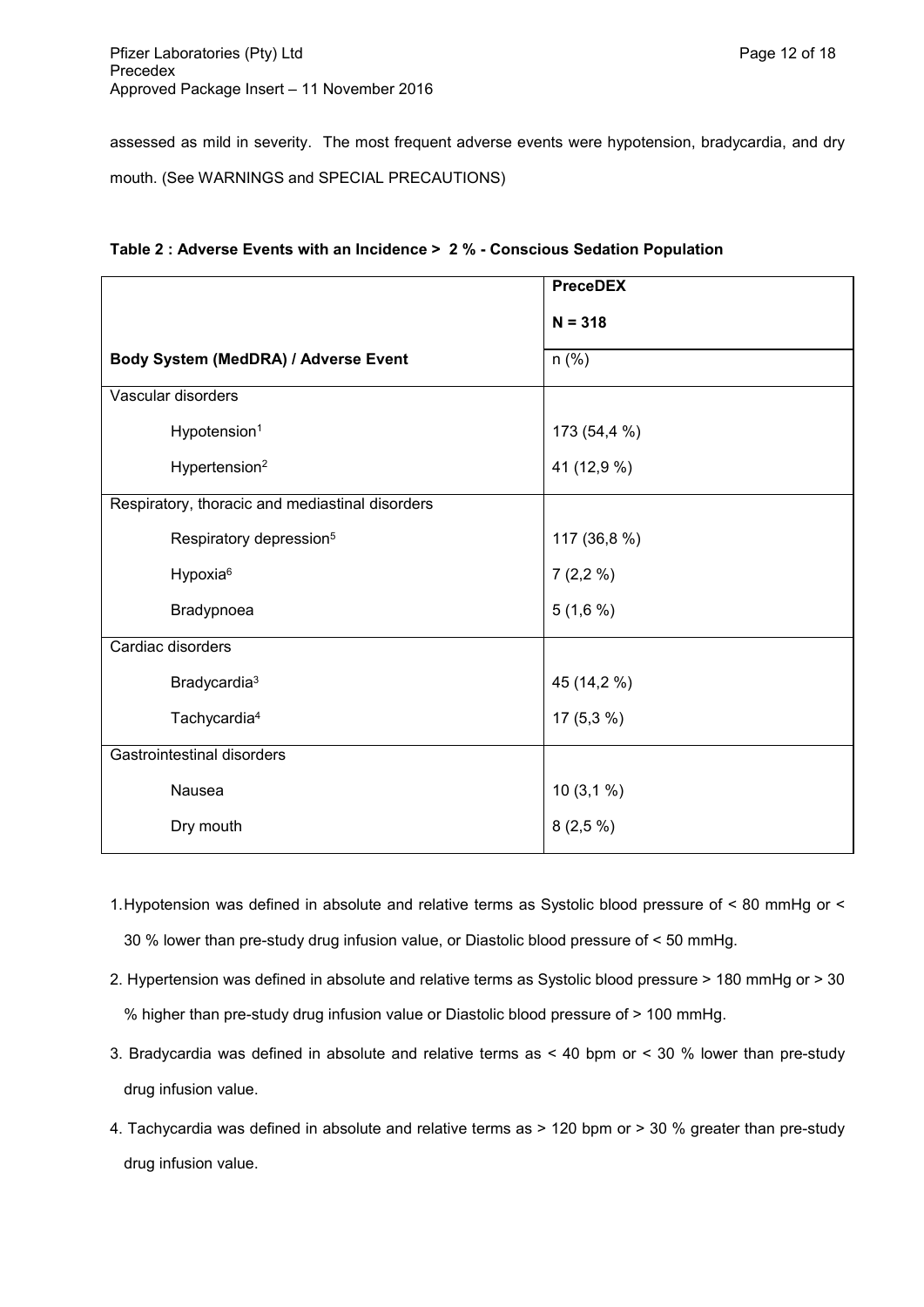assessed as mild in severity. The most frequent adverse events were hypotension, bradycardia, and dry mouth. (See WARNINGS and SPECIAL PRECAUTIONS)

**Table 2 : Adverse Events with an Incidence > 2 % - Conscious Sedation Population**

| | **PreceDEX** N = 318 |
|---|---|
| **Body System (MedDRA) / Adverse Event** | n (%) |
| Vascular disorders | |
| Hypotension[1] | 173 (54,4 %) |
| Hypertension[2] | 41 (12,9 %) |
| Respiratory, thoracic and mediastinal disorders | |
| Respiratory depression[5] | 117 (36,8 %) |
| Hypoxia[6] | 7 (2,2 %) |
| Bradypnoea | 5 (1,6 %) |
| Cardiac disorders | |
| Bradycardia[3] | 45 (14,2 %) |
| Tachycardia[4] | 17 (5,3 %) |
| Gastrointestinal disorders | |
| Nausea | 10 (3,1 %) |
| Dry mouth | 8 (2,5 %) |

1. Hypotension was defined in absolute and relative terms as Systolic blood pressure of < 80 mmHg or < 30 % lower than pre-study drug infusion value, or Diastolic blood pressure of < 50 mmHg.
2. Hypertension was defined in absolute and relative terms as Systolic blood pressure > 180 mmHg or > 30 % higher than pre-study drug infusion value or Diastolic blood pressure of > 100 mmHg.
3. Bradycardia was defined in absolute and relative terms as < 40 bpm or < 30 % lower than pre-study drug infusion value.
4. Tachycardia was defined in absolute and relative terms as > 120 bpm or > 30 % greater than pre-study drug infusion value.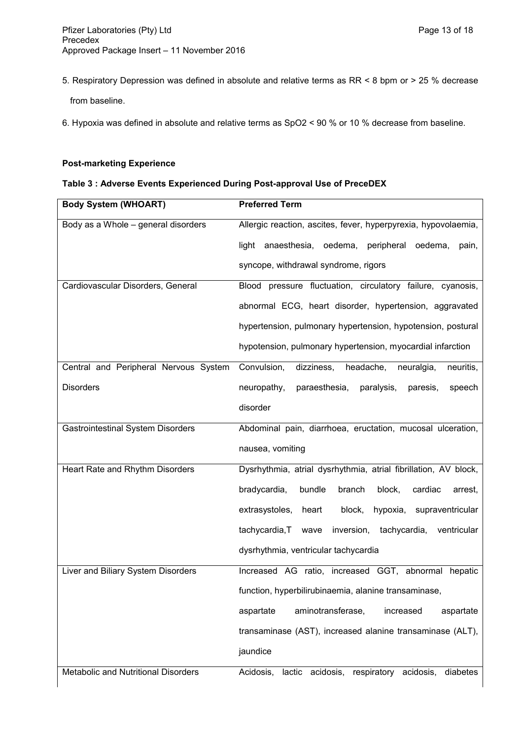5. Respiratory Depression was defined in absolute and relative terms as RR < 8 bpm or > 25 % decrease from baseline.

6. Hypoxia was defined in absolute and relative terms as SpO2 < 90 % or 10 % decrease from baseline.

**Post-marketing Experience**

**Table 3 : Adverse Events Experienced During Post-approval Use of PreceDEX**

| Body System (WHOART) | Preferred Term |
|---|---|
| Body as a Whole – general disorders | Allergic reaction, ascites, fever, hyperpyrexia, hypovolaemia, light anaesthesia, oedema, peripheral oedema, pain, syncope, withdrawal syndrome, rigors |
| Cardiovascular Disorders, General | Blood pressure fluctuation, circulatory failure, cyanosis, abnormal ECG, heart disorder, hypertension, aggravated hypertension, pulmonary hypertension, hypotension, postural hypotension, pulmonary hypertension, myocardial infarction |
| Central and Peripheral Nervous System Disorders | Convulsion, dizziness, headache, neuralgia, neuritis, neuropathy, paraesthesia, paralysis, paresis, speech disorder |
| Gastrointestinal System Disorders | Abdominal pain, diarrhoea, eructation, mucosal ulceration, nausea, vomiting |
| Heart Rate and Rhythm Disorders | Dysrhythmia, atrial dysrhythmia, atrial fibrillation, AV block, bradycardia, bundle branch block, cardiac arrest, extrasystoles, heart block, hypoxia, supraventricular tachycardia,T wave inversion, tachycardia, ventricular dysrhythmia, ventricular tachycardia |
| Liver and Biliary System Disorders | Increased AG ratio, increased GGT, abnormal hepatic function, hyperbilirubinaemia, alanine transaminase, aspartate aminotransferase, increased aspartate transaminase (AST), increased alanine transaminase (ALT), jaundice |
| Metabolic and Nutritional Disorders | Acidosis, lactic acidosis, respiratory acidosis, diabetes |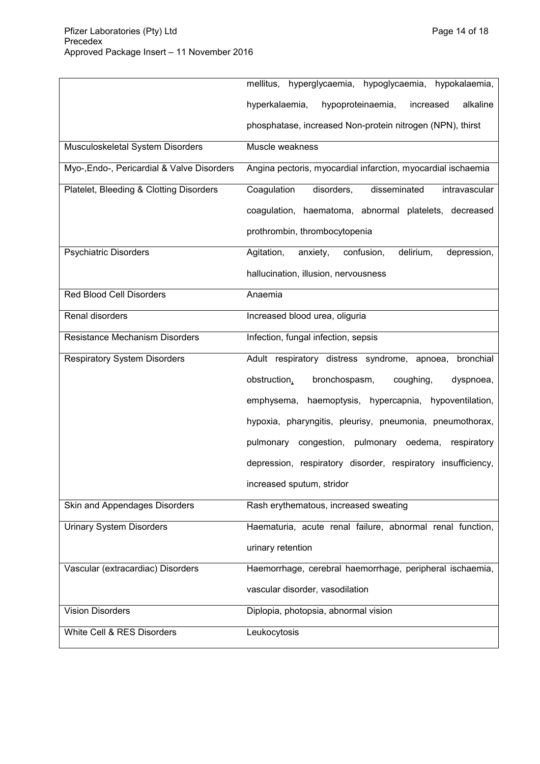| | |
|---|---|
| | mellitus, hyperglycaemia, hypoglycaemia, hypokalaemia, hyperkalaemia, hypoproteinaemia, increased alkaline phosphatase, increased Non-protein nitrogen (NPN), thirst |
| Musculoskeletal System Disorders | Muscle weakness |
| Myo-,Endo-, Pericardial & Valve Disorders | Angina pectoris, myocardial infarction, myocardial ischaemia |
| Platelet, Bleeding & Clotting Disorders | Coagulation disorders, disseminated intravascular coagulation, haematoma, abnormal platelets, decreased prothrombin, thrombocytopenia |
| Psychiatric Disorders | Agitation, anxiety, confusion, delirium, depression, hallucination, illusion, nervousness |
| Red Blood Cell Disorders | Anaemia |
| Renal disorders | Increased blood urea, oliguria |
| Resistance Mechanism Disorders | Infection, fungal infection, sepsis |
| Respiratory System Disorders | Adult respiratory distress syndrome, apnoea, bronchial obstruction, bronchospasm, coughing, dyspnoea, emphysema, haemoptysis, hypercapnia, hypoventilation, hypoxia, pharyngitis, pleurisy, pneumonia, pneumothorax, pulmonary congestion, pulmonary oedema, respiratory depression, respiratory disorder, respiratory insufficiency, increased sputum, stridor |
| Skin and Appendages Disorders | Rash erythematous, increased sweating |
| Urinary System Disorders | Haematuria, acute renal failure, abnormal renal function, urinary retention |
| Vascular (extracardiac) Disorders | Haemorrhage, cerebral haemorrhage, peripheral ischaemia, vascular disorder, vasodilation |
| Vision Disorders | Diplopia, photopsia, abnormal vision |
| White Cell & RES Disorders | Leukocytosis |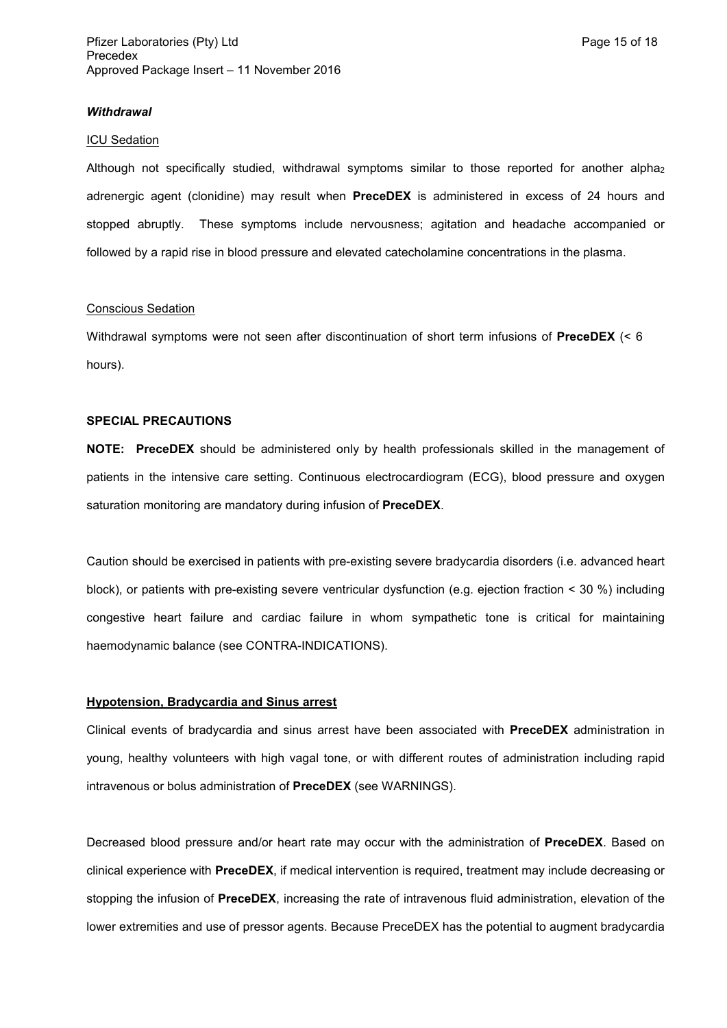***Withdrawal***

ICU Sedation

Although not specifically studied, withdrawal symptoms similar to those reported for another alpha$_2$ adrenergic agent (clonidine) may result when **PreceDEX** is administered in excess of 24 hours and stopped abruptly. These symptoms include nervousness; agitation and headache accompanied or followed by a rapid rise in blood pressure and elevated catecholamine concentrations in the plasma.

Conscious Sedation

Withdrawal symptoms were not seen after discontinuation of short term infusions of **PreceDEX** (< 6 hours).

**SPECIAL PRECAUTIONS**

**NOTE: PreceDEX** should be administered only by health professionals skilled in the management of patients in the intensive care setting. Continuous electrocardiogram (ECG), blood pressure and oxygen saturation monitoring are mandatory during infusion of **PreceDEX**.

Caution should be exercised in patients with pre-existing severe bradycardia disorders (i.e. advanced heart block), or patients with pre-existing severe ventricular dysfunction (e.g. ejection fraction < 30 %) including congestive heart failure and cardiac failure in whom sympathetic tone is critical for maintaining haemodynamic balance (see CONTRA-INDICATIONS).

**Hypotension, Bradycardia and Sinus arrest**

Clinical events of bradycardia and sinus arrest have been associated with **PreceDEX** administration in young, healthy volunteers with high vagal tone, or with different routes of administration including rapid intravenous or bolus administration of **PreceDEX** (see WARNINGS).

Decreased blood pressure and/or heart rate may occur with the administration of **PreceDEX**. Based on clinical experience with **PreceDEX**, if medical intervention is required, treatment may include decreasing or stopping the infusion of **PreceDEX**, increasing the rate of intravenous fluid administration, elevation of the lower extremities and use of pressor agents. Because PreceDEX has the potential to augment bradycardia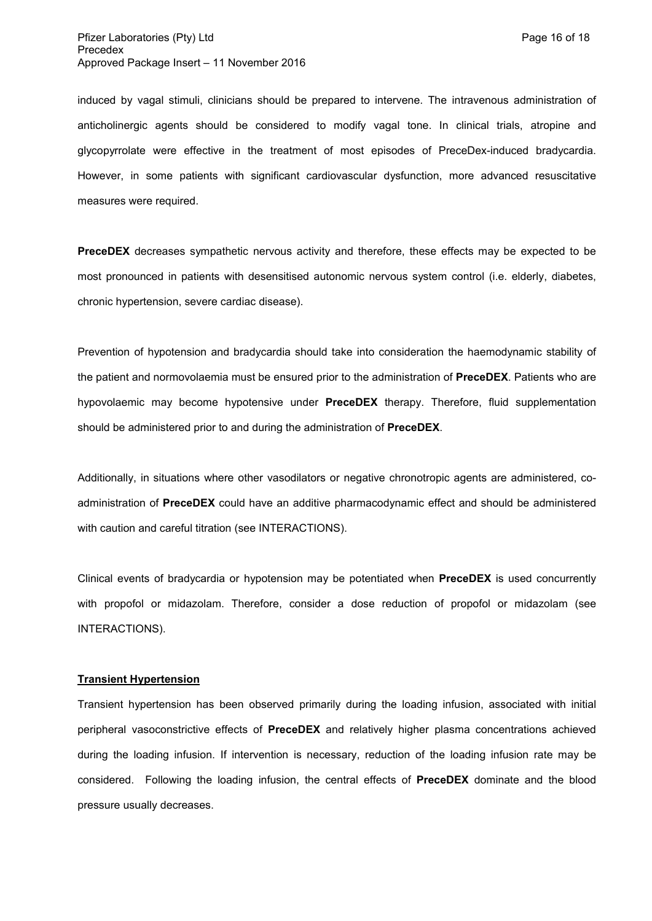induced by vagal stimuli, clinicians should be prepared to intervene. The intravenous administration of anticholinergic agents should be considered to modify vagal tone. In clinical trials, atropine and glycopyrrolate were effective in the treatment of most episodes of PreceDex-induced bradycardia. However, in some patients with significant cardiovascular dysfunction, more advanced resuscitative measures were required.

**PreceDEX** decreases sympathetic nervous activity and therefore, these effects may be expected to be most pronounced in patients with desensitised autonomic nervous system control (i.e. elderly, diabetes, chronic hypertension, severe cardiac disease).

Prevention of hypotension and bradycardia should take into consideration the haemodynamic stability of the patient and normovolaemia must be ensured prior to the administration of **PreceDEX**. Patients who are hypovolaemic may become hypotensive under **PreceDEX** therapy. Therefore, fluid supplementation should be administered prior to and during the administration of **PreceDEX**.

Additionally, in situations where other vasodilators or negative chronotropic agents are administered, co-administration of **PreceDEX** could have an additive pharmacodynamic effect and should be administered with caution and careful titration (see INTERACTIONS).

Clinical events of bradycardia or hypotension may be potentiated when **PreceDEX** is used concurrently with propofol or midazolam. Therefore, consider a dose reduction of propofol or midazolam (see INTERACTIONS).

**Transient Hypertension**

Transient hypertension has been observed primarily during the loading infusion, associated with initial peripheral vasoconstrictive effects of **PreceDEX** and relatively higher plasma concentrations achieved during the loading infusion. If intervention is necessary, reduction of the loading infusion rate may be considered. Following the loading infusion, the central effects of **PreceDEX** dominate and the blood pressure usually decreases.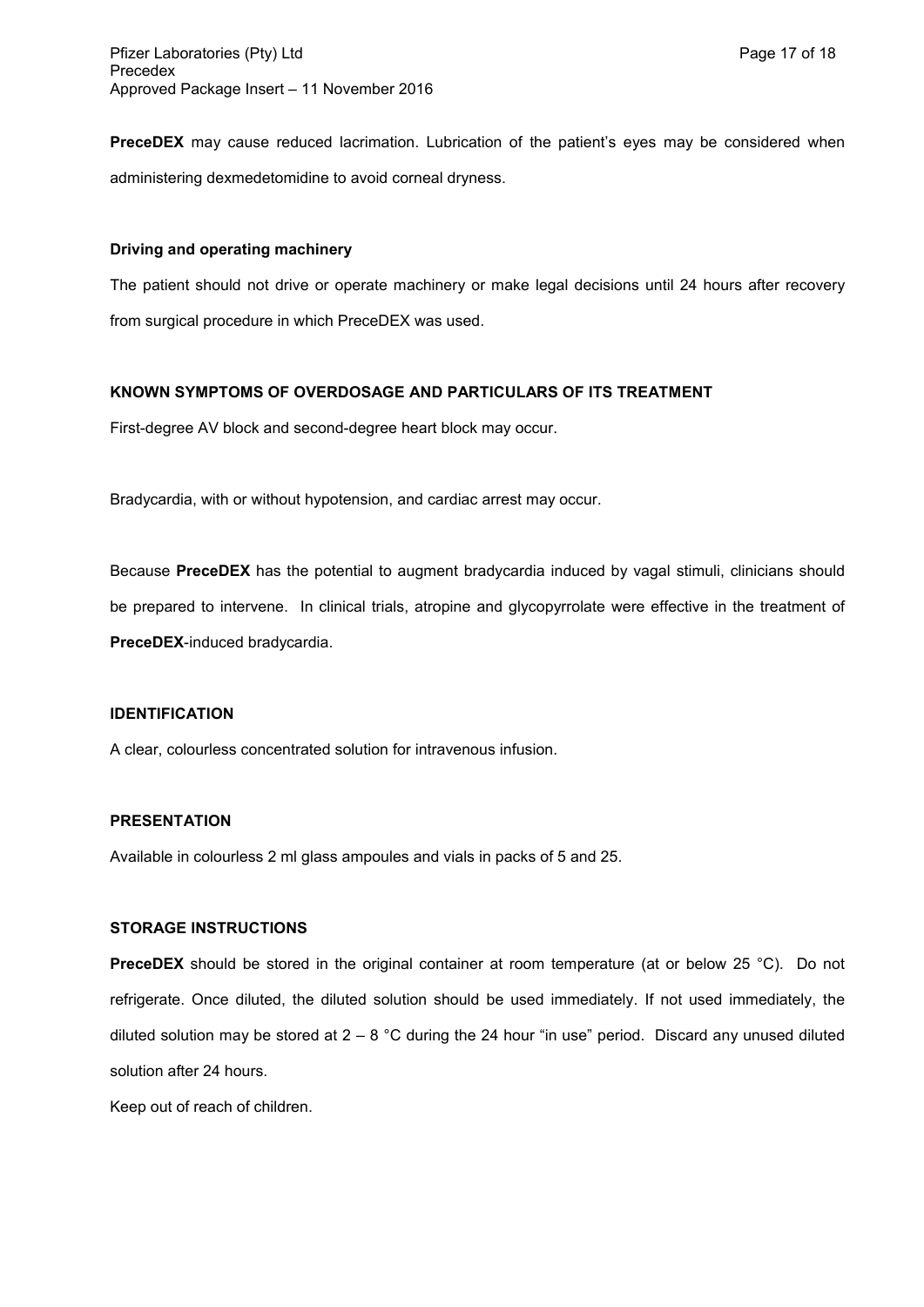**PreceDEX** may cause reduced lacrimation. Lubrication of the patient's eyes may be considered when administering dexmedetomidine to avoid corneal dryness.

**Driving and operating machinery**

The patient should not drive or operate machinery or make legal decisions until 24 hours after recovery from surgical procedure in which PreceDEX was used.

**KNOWN SYMPTOMS OF OVERDOSAGE AND PARTICULARS OF ITS TREATMENT**

First-degree AV block and second-degree heart block may occur.

Bradycardia, with or without hypotension, and cardiac arrest may occur.

Because **PreceDEX** has the potential to augment bradycardia induced by vagal stimuli, clinicians should be prepared to intervene. In clinical trials, atropine and glycopyrrolate were effective in the treatment of **PreceDEX**-induced bradycardia.

**IDENTIFICATION**

A clear, colourless concentrated solution for intravenous infusion.

**PRESENTATION**

Available in colourless 2 ml glass ampoules and vials in packs of 5 and 25.

**STORAGE INSTRUCTIONS**

**PreceDEX** should be stored in the original container at room temperature (at or below 25 °C). Do not refrigerate. Once diluted, the diluted solution should be used immediately. If not used immediately, the diluted solution may be stored at 2 – 8 °C during the 24 hour "in use" period. Discard any unused diluted solution after 24 hours.

Keep out of reach of children.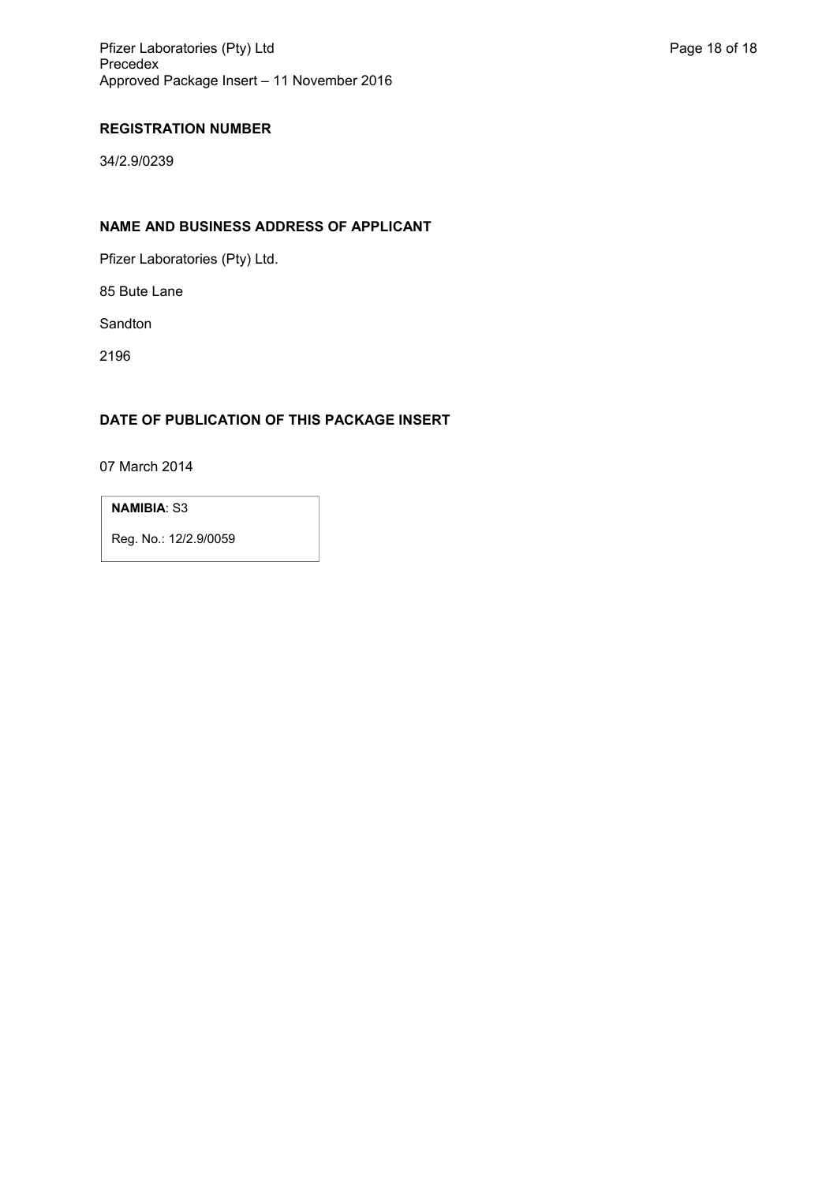**REGISTRATION NUMBER**

34/2.9/0239

**NAME AND BUSINESS ADDRESS OF APPLICANT**

Pfizer Laboratories (Pty) Ltd.

85 Bute Lane

Sandton

2196

**DATE OF PUBLICATION OF THIS PACKAGE INSERT**

07 March 2014

**NAMIBIA**: S3

Reg. No.: 12/2.9/0059